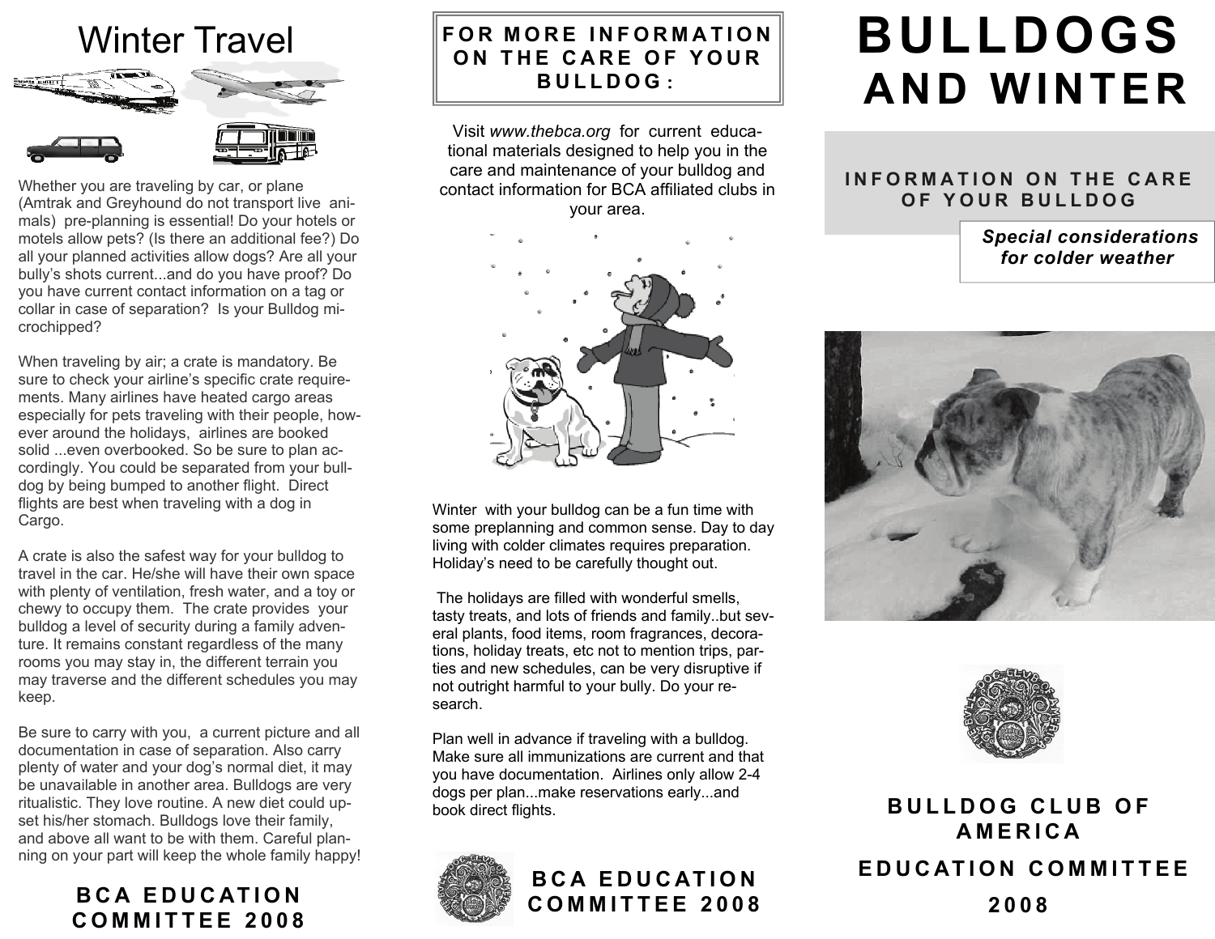## Winter Travel

Whether you are traveling by car, or plane (Amtrak and Greyhound do not transport live animals) pre-planning is essential! Do your hotels or motels allow pets? (Is there an additional fee?) Do all your planned activities allow dogs? Are all your bully's shots current...and do you have proof? Do you have current contact information on a tag or collar in case of separation? Is your Bulldog microchipped?

When traveling by air; a crate is mandatory. Be sure to check your airline's specific crate requirements. Many airlines have heated cargo areas especially for pets traveling with their people, however around the holidays, airlines are booked solid ...even overbooked. So be sure to plan accordingly. You could be separated from your bulldog by being bumped to another flight. Direct flights are best when traveling with a dog in Cargo.

A crate is also the safest way for your bulldog to travel in the car. He/she will have their own space with plenty of ventilation, fresh water, and a toy or chewy to occupy them. The crate provides your bulldog a level of security during a family adventure. It remains constant regardless of the many rooms you may stay in, the different terrain you may traverse and the different schedules you may keep.

Be sure to carry with you, a current picture and all documentation in case of separation. Also carry plenty of water and your dog's normal diet, it may be unavailable in another area. Bulldogs are very ritualistic. They love routine. A new diet could upset his/her stomach. Bulldogs love their family, and above all want to be with them. Careful planning on your part will keep the whole family happy!

**BCA EDUCATION COMMITTEE 2008**

**FOR MORE INFORMATION ON THE CARE OF YOUR BULLDOG:**

Visit *www.thebca.org* for current educational materials designed to help you in the care and maintenance of your bulldog and contact information for BCA affiliated clubs in your area.

Winter with your bulldog can be a fun time with some preplanning and common sense. Day to day living with colder climates requires preparation. Holiday's need to be carefully thought out.

The holidays are filled with wonderful smells, tasty treats, and lots of friends and family..but several plants, food items, room fragrances, decorations, holiday treats, etc not to mention trips, parties and new schedules, can be very disruptive if not outright harmful to your bully. Do your research.

Plan well in advance if traveling with a bulldog. Make sure all immunizations are current and that you have documentation. Airlines only allow 2-4 dogs per plan...make reservations early...and book direct flights.

**BCA EDUCATION COMMITTEE 2008**

# BULLDOGS AND WINTER

**INFORMATION ON THE CARE OF YOUR BULLDOG**

***Special considerations for colder weather***

**BULLDOG CLUB OF AMERICA**

**EDUCATION COMMITTEE**

**2008**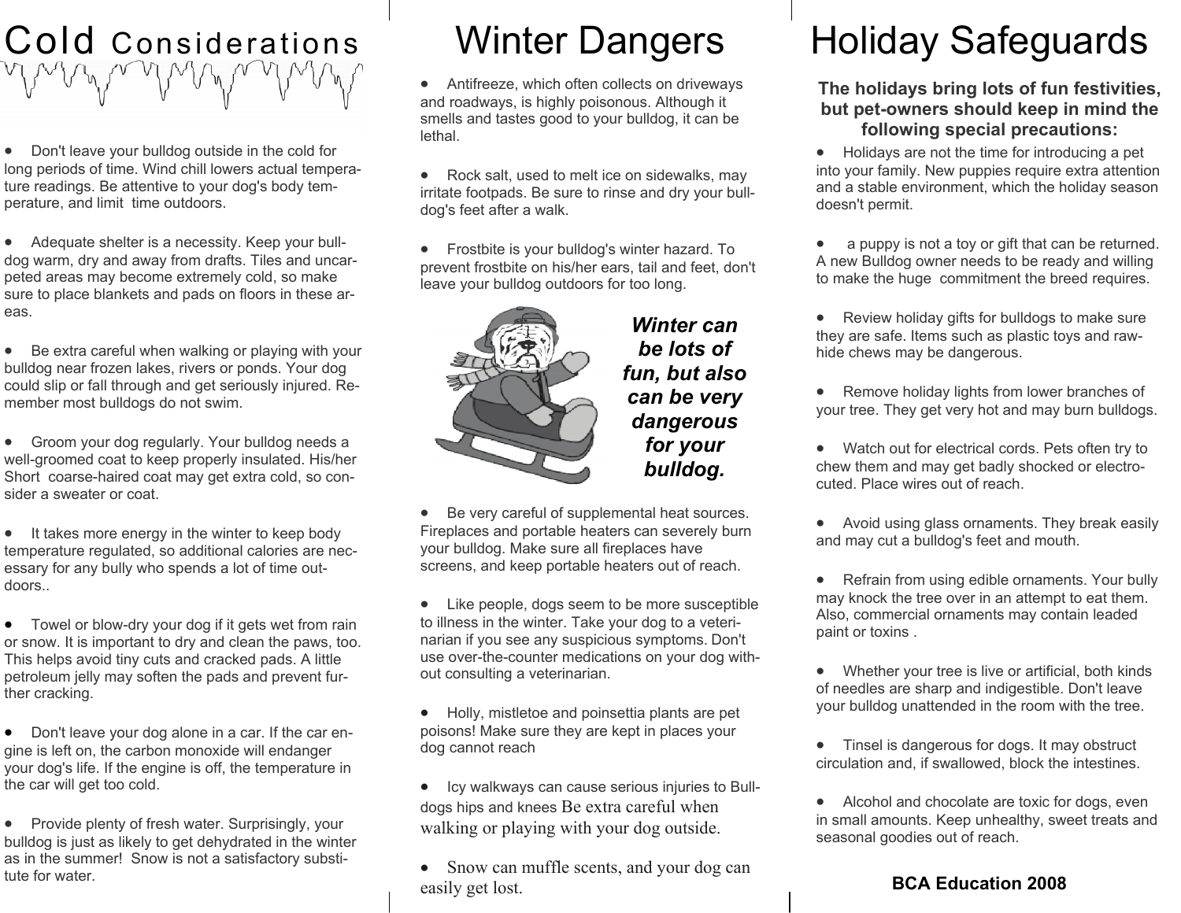# Cold Considerations

- Don't leave your bulldog outside in the cold for long periods of time. Wind chill lowers actual temperature readings. Be attentive to your dog's body temperature, and limit time outdoors.

- Adequate shelter is a necessity. Keep your bulldog warm, dry and away from drafts. Tiles and uncarpeted areas may become extremely cold, so make sure to place blankets and pads on floors in these areas.

- Be extra careful when walking or playing with your bulldog near frozen lakes, rivers or ponds. Your dog could slip or fall through and get seriously injured. Remember most bulldogs do not swim.

- Groom your dog regularly. Your bulldog needs a well-groomed coat to keep properly insulated. His/her Short coarse-haired coat may get extra cold, so consider a sweater or coat.

- It takes more energy in the winter to keep body temperature regulated, so additional calories are necessary for any bully who spends a lot of time outdoors..

- Towel or blow-dry your dog if it gets wet from rain or snow. It is important to dry and clean the paws, too. This helps avoid tiny cuts and cracked pads. A little petroleum jelly may soften the pads and prevent further cracking.

- Don't leave your dog alone in a car. If the car engine is left on, the carbon monoxide will endanger your dog's life. If the engine is off, the temperature in the car will get too cold.

- Provide plenty of fresh water. Surprisingly, your bulldog is just as likely to get dehydrated in the winter as in the summer! Snow is not a satisfactory substitute for water.

# Winter Dangers

- Antifreeze, which often collects on driveways and roadways, is highly poisonous. Although it smells and tastes good to your bulldog, it can be lethal.

- Rock salt, used to melt ice on sidewalks, may irritate footpads. Be sure to rinse and dry your bulldog's feet after a walk.

- Frostbite is your bulldog's winter hazard. To prevent frostbite on his/her ears, tail and feet, don't leave your bulldog outdoors for too long.

***Winter can be lots of fun, but also can be very dangerous for your bulldog.***

- Be very careful of supplemental heat sources. Fireplaces and portable heaters can severely burn your bulldog. Make sure all fireplaces have screens, and keep portable heaters out of reach.

- Like people, dogs seem to be more susceptible to illness in the winter. Take your dog to a veterinarian if you see any suspicious symptoms. Don't use over-the-counter medications on your dog without consulting a veterinarian.

- Holly, mistletoe and poinsettia plants are pet poisons! Make sure they are kept in places your dog cannot reach

- Icy walkways can cause serious injuries to Bulldogs hips and knees Be extra careful when walking or playing with your dog outside.

- Snow can muffle scents, and your dog can easily get lost.

# Holiday Safeguards

**The holidays bring lots of fun festivities, but pet-owners should keep in mind the following special precautions:**

- Holidays are not the time for introducing a pet into your family. New puppies require extra attention and a stable environment, which the holiday season doesn't permit.

- a puppy is not a toy or gift that can be returned. A new Bulldog owner needs to be ready and willing to make the huge commitment the breed requires.

- Review holiday gifts for bulldogs to make sure they are safe. Items such as plastic toys and rawhide chews may be dangerous.

- Remove holiday lights from lower branches of your tree. They get very hot and may burn bulldogs.

- Watch out for electrical cords. Pets often try to chew them and may get badly shocked or electrocuted. Place wires out of reach.

- Avoid using glass ornaments. They break easily and may cut a bulldog's feet and mouth.

- Refrain from using edible ornaments. Your bully may knock the tree over in an attempt to eat them. Also, commercial ornaments may contain leaded paint or toxins .

- Whether your tree is live or artificial, both kinds of needles are sharp and indigestible. Don't leave your bulldog unattended in the room with the tree.

- Tinsel is dangerous for dogs. It may obstruct circulation and, if swallowed, block the intestines.

- Alcohol and chocolate are toxic for dogs, even in small amounts. Keep unhealthy, sweet treats and seasonal goodies out of reach.

**BCA Education 2008**